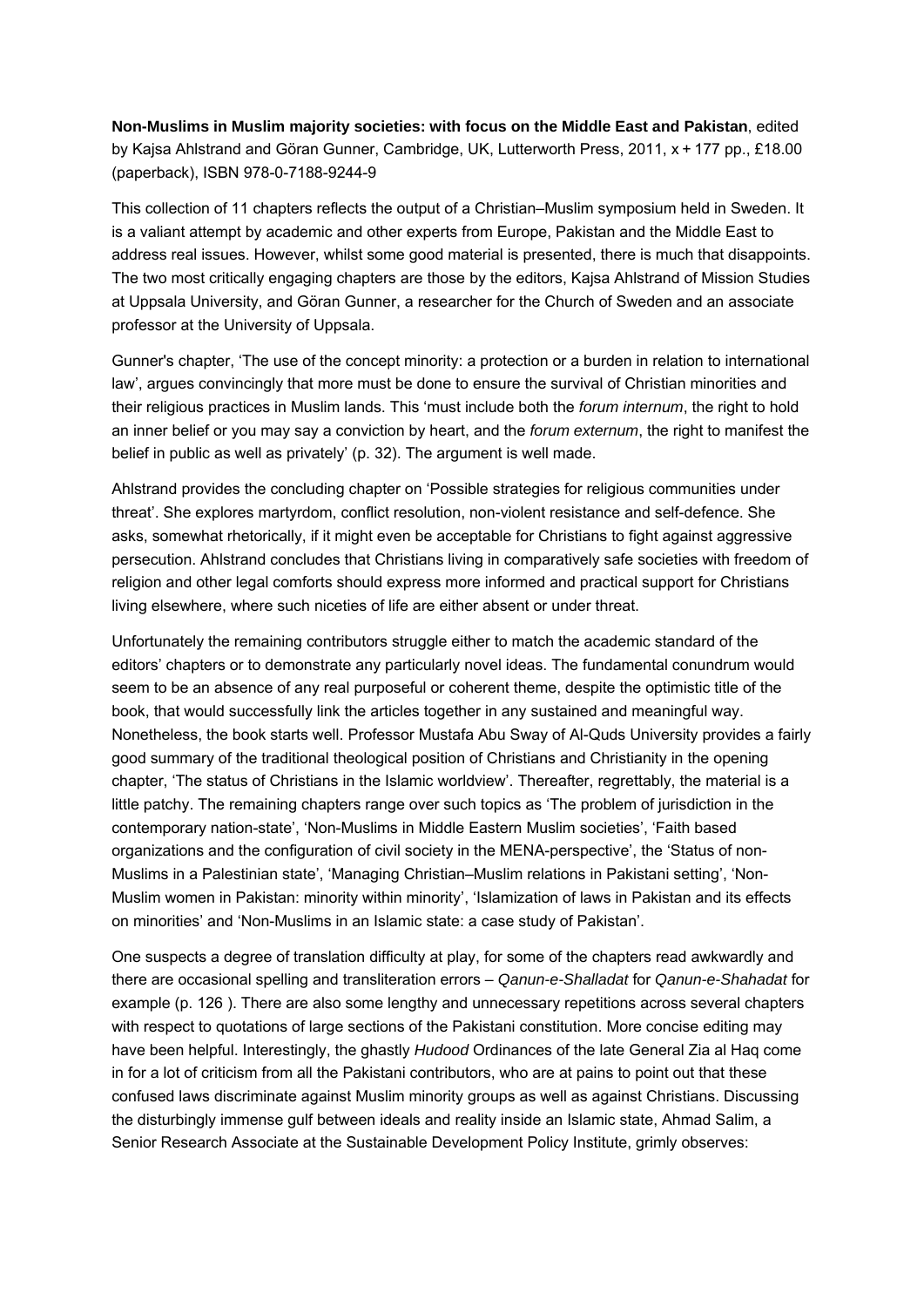**Non-Muslims in Muslim majority societies: with focus on the Middle East and Pakistan**, edited by Kajsa Ahlstrand and Göran Gunner, Cambridge, UK, Lutterworth Press, 2011, x + 177 pp., £18.00 (paperback), ISBN 978-0-7188-9244-9

This collection of 11 chapters reflects the output of a Christian–Muslim symposium held in Sweden. It is a valiant attempt by academic and other experts from Europe, Pakistan and the Middle East to address real issues. However, whilst some good material is presented, there is much that disappoints. The two most critically engaging chapters are those by the editors, Kajsa Ahlstrand of Mission Studies at Uppsala University, and Göran Gunner, a researcher for the Church of Sweden and an associate professor at the University of Uppsala.

Gunner's chapter, 'The use of the concept minority: a protection or a burden in relation to international law', argues convincingly that more must be done to ensure the survival of Christian minorities and their religious practices in Muslim lands. This 'must include both the *forum internum*, the right to hold an inner belief or you may say a conviction by heart, and the *forum externum*, the right to manifest the belief in public as well as privately' (p. 32). The argument is well made.

Ahlstrand provides the concluding chapter on 'Possible strategies for religious communities under threat'. She explores martyrdom, conflict resolution, non-violent resistance and self-defence. She asks, somewhat rhetorically, if it might even be acceptable for Christians to fight against aggressive persecution. Ahlstrand concludes that Christians living in comparatively safe societies with freedom of religion and other legal comforts should express more informed and practical support for Christians living elsewhere, where such niceties of life are either absent or under threat.

Unfortunately the remaining contributors struggle either to match the academic standard of the editors' chapters or to demonstrate any particularly novel ideas. The fundamental conundrum would seem to be an absence of any real purposeful or coherent theme, despite the optimistic title of the book, that would successfully link the articles together in any sustained and meaningful way. Nonetheless, the book starts well. Professor Mustafa Abu Sway of Al-Quds University provides a fairly good summary of the traditional theological position of Christians and Christianity in the opening chapter, 'The status of Christians in the Islamic worldview'. Thereafter, regrettably, the material is a little patchy. The remaining chapters range over such topics as 'The problem of jurisdiction in the contemporary nation-state', 'Non-Muslims in Middle Eastern Muslim societies', 'Faith based organizations and the configuration of civil society in the MENA-perspective', the 'Status of non-Muslims in a Palestinian state', 'Managing Christian–Muslim relations in Pakistani setting', 'Non-Muslim women in Pakistan: minority within minority', 'Islamization of laws in Pakistan and its effects on minorities' and 'Non-Muslims in an Islamic state: a case study of Pakistan'.

One suspects a degree of translation difficulty at play, for some of the chapters read awkwardly and there are occasional spelling and transliteration errors – *Qanun-e-Shalladat* for *Qanun-e-Shahadat* for example (p. 126 ). There are also some lengthy and unnecessary repetitions across several chapters with respect to quotations of large sections of the Pakistani constitution. More concise editing may have been helpful. Interestingly, the ghastly *Hudood* Ordinances of the late General Zia al Haq come in for a lot of criticism from all the Pakistani contributors, who are at pains to point out that these confused laws discriminate against Muslim minority groups as well as against Christians. Discussing the disturbingly immense gulf between ideals and reality inside an Islamic state, Ahmad Salim, a Senior Research Associate at the Sustainable Development Policy Institute, grimly observes: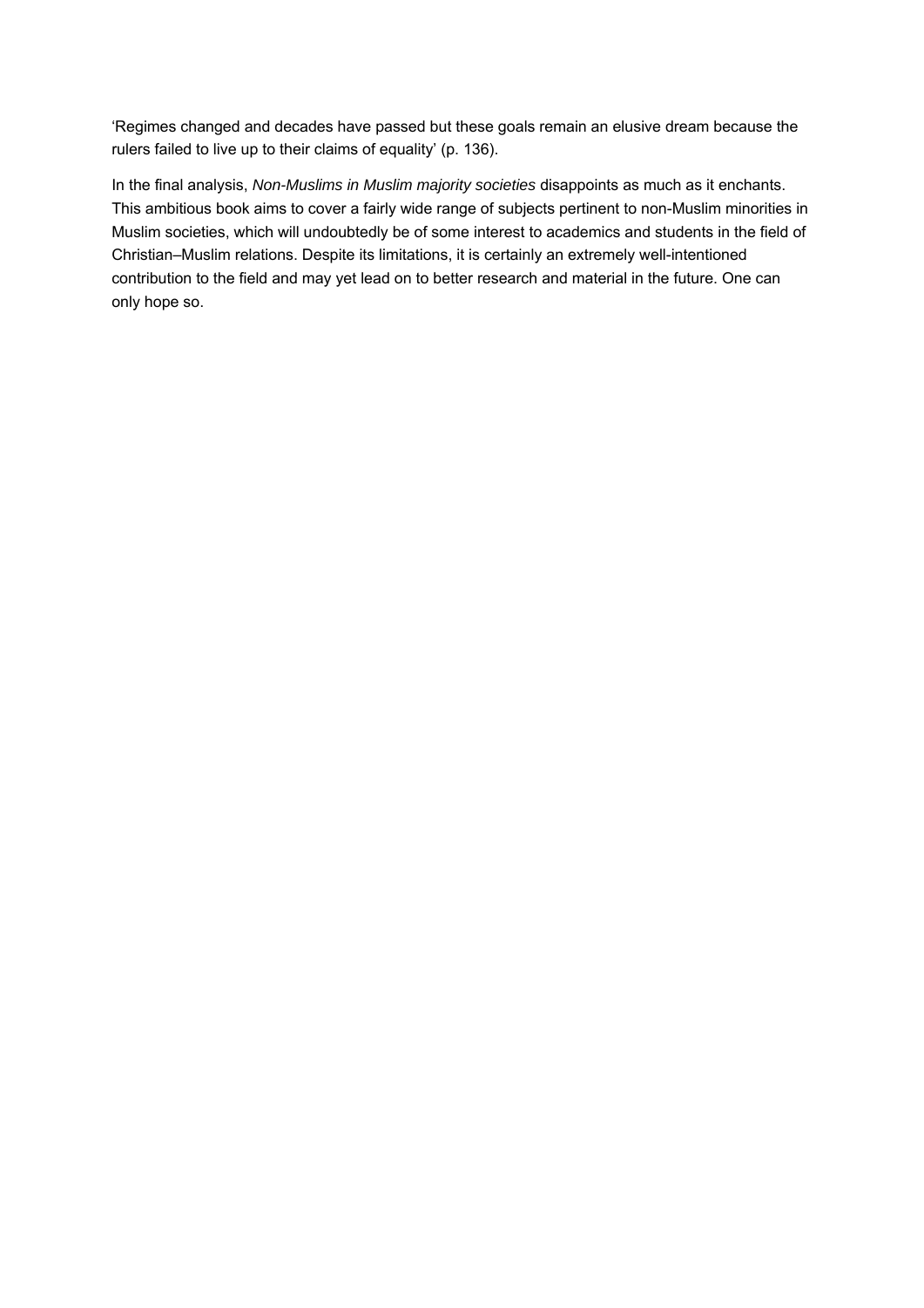'Regimes changed and decades have passed but these goals remain an elusive dream because the rulers failed to live up to their claims of equality' (p. 136).

In the final analysis, *Non-Muslims in Muslim majority societies* disappoints as much as it enchants. This ambitious book aims to cover a fairly wide range of subjects pertinent to non-Muslim minorities in Muslim societies, which will undoubtedly be of some interest to academics and students in the field of Christian–Muslim relations. Despite its limitations, it is certainly an extremely well-intentioned contribution to the field and may yet lead on to better research and material in the future. One can only hope so.